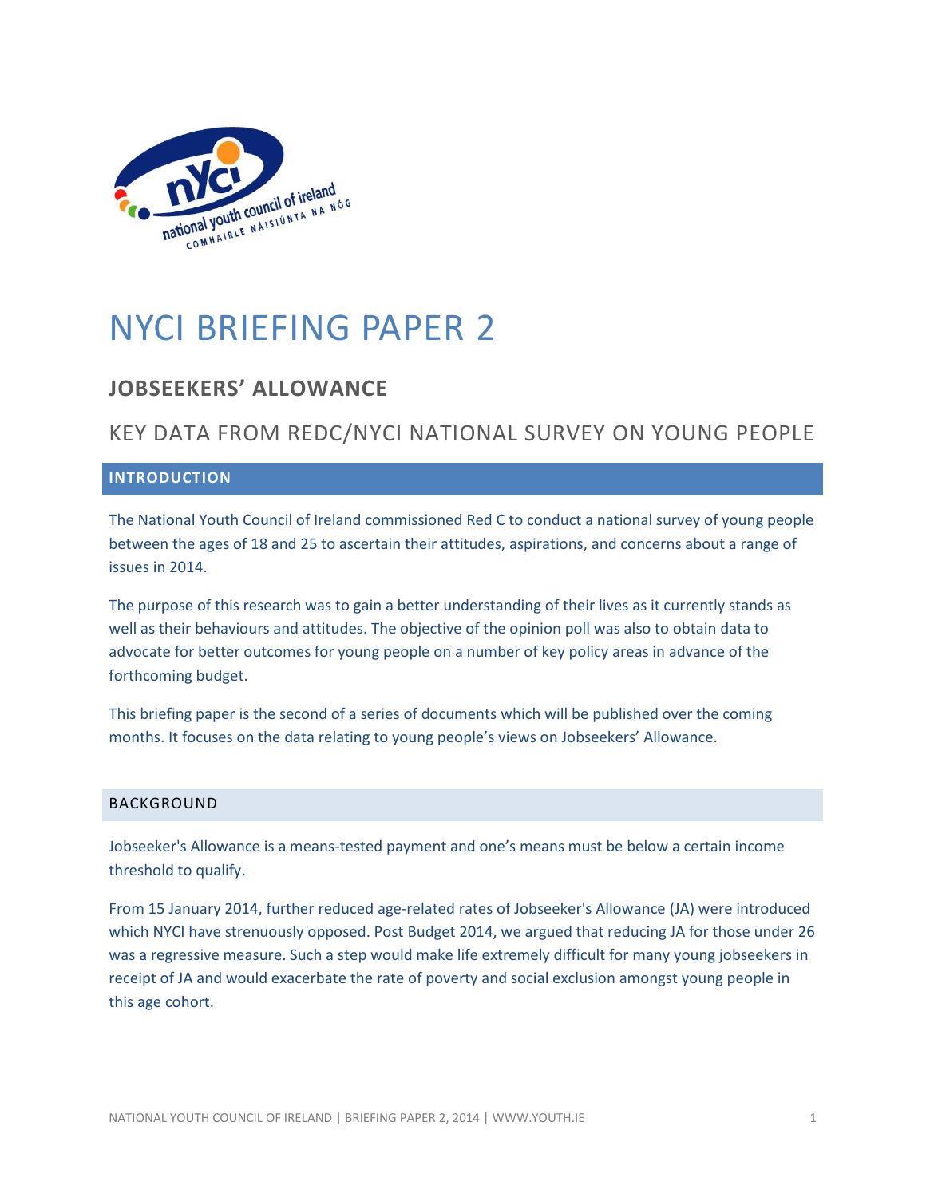# NYCI BRIEFING PAPER 2

## JOBSEEKERS' ALLOWANCE

## KEY DATA FROM REDC/NYCI NATIONAL SURVEY ON YOUNG PEOPLE

### INTRODUCTION

The National Youth Council of Ireland commissioned Red C to conduct a national survey of young people between the ages of 18 and 25 to ascertain their attitudes, aspirations, and concerns about a range of issues in 2014.

The purpose of this research was to gain a better understanding of their lives as it currently stands as well as their behaviours and attitudes. The objective of the opinion poll was also to obtain data to advocate for better outcomes for young people on a number of key policy areas in advance of the forthcoming budget.

This briefing paper is the second of a series of documents which will be published over the coming months. It focuses on the data relating to young people's views on Jobseekers' Allowance.

### BACKGROUND

Jobseeker's Allowance is a means-tested payment and one's means must be below a certain income threshold to qualify.

From 15 January 2014, further reduced age-related rates of Jobseeker's Allowance (JA) were introduced which NYCI have strenuously opposed. Post Budget 2014, we argued that reducing JA for those under 26 was a regressive measure. Such a step would make life extremely difficult for many young jobseekers in receipt of JA and would exacerbate the rate of poverty and social exclusion amongst young people in this age cohort.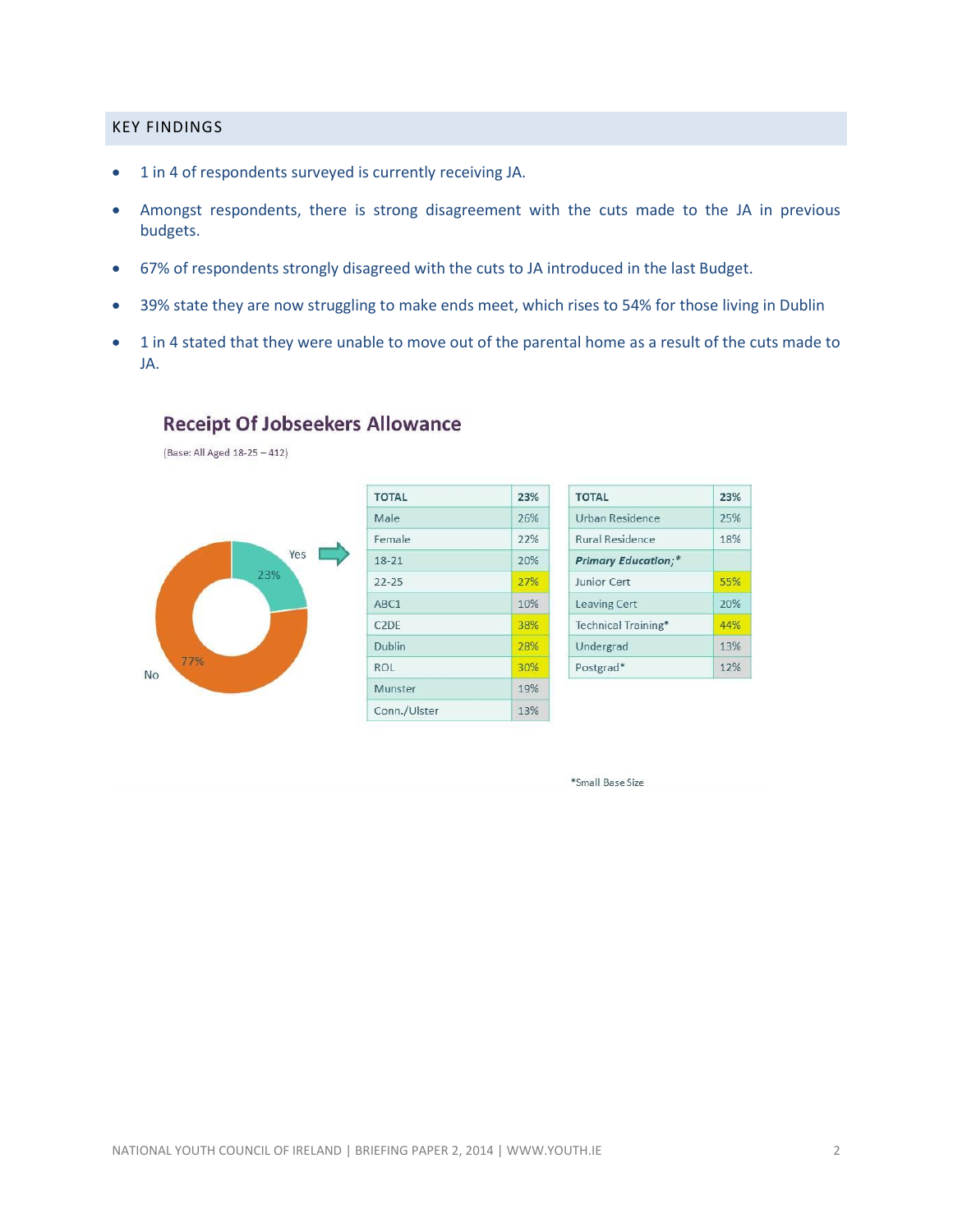## KEY FINDINGS

- 1 in 4 of respondents surveyed is currently receiving JA.
- Amongst respondents, there is strong disagreement with the cuts made to the JA in previous budgets.
- 67% of respondents strongly disagreed with the cuts to JA introduced in the last Budget.
- 39% state they are now struggling to make ends meet, which rises to 54% for those living in Dublin
- 1 in 4 stated that they were unable to move out of the parental home as a result of the cuts made to JA.

### Receipt Of Jobseekers Allowance

(Base: All Aged 18-25 – 412)

Yes 23%

No 77%

| TOTAL | 23% |
|---|---|
| Male | 26% |
| Female | 22% |
| 18-21 | 20% |
| 22-25 | 27% |
| ABC1 | 10% |
| C2DE | 38% |
| Dublin | 28% |
| ROL | 30% |
| Munster | 19% |
| Conn./Ulster | 13% |

| TOTAL | 23% |
|---|---|
| Urban Residence | 25% |
| Rural Residence | 18% |
| ***Primary Education;**** | |
| Junior Cert | 55% |
| Leaving Cert | 20% |
| Technical Training* | 44% |
| Undergrad | 13% |
| Postgrad* | 12% |

*Small Base Size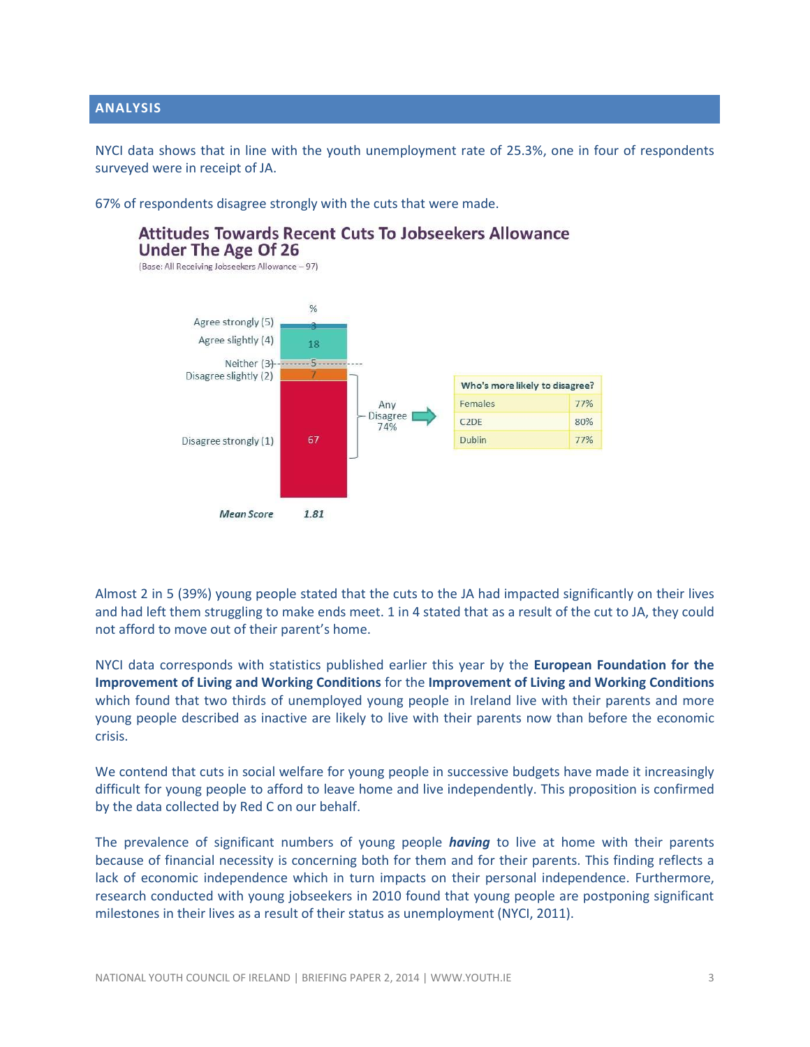## ANALYSIS

NYCI data shows that in line with the youth unemployment rate of 25.3%, one in four of respondents surveyed were in receipt of JA.

67% of respondents disagree strongly with the cuts that were made.

**Attitudes Towards Recent Cuts To Jobseekers Allowance Under The Age Of 26**

(Base: All Receiving Jobseekers Allowance – 97)

| | % |
|---|---|
| Agree strongly (5) | 3 |
| Agree slightly (4) | 18 |
| Neither (3) | 5 |
| Disagree slightly (2) | 7 |
| Disagree strongly (1) | 67 |
| *Mean Score* | *1.81* |

Any Disagree 74%

| Who's more likely to disagree? | |
|---|---|
| Females | 77% |
| C2DE | 80% |
| Dublin | 77% |

Almost 2 in 5 (39%) young people stated that the cuts to the JA had impacted significantly on their lives and had left them struggling to make ends meet. 1 in 4 stated that as a result of the cut to JA, they could not afford to move out of their parent's home.

NYCI data corresponds with statistics published earlier this year by the **European Foundation for the Improvement of Living and Working Conditions** for the **Improvement of Living and Working Conditions** which found that two thirds of unemployed young people in Ireland live with their parents and more young people described as inactive are likely to live with their parents now than before the economic crisis.

We contend that cuts in social welfare for young people in successive budgets have made it increasingly difficult for young people to afford to leave home and live independently. This proposition is confirmed by the data collected by Red C on our behalf.

The prevalence of significant numbers of young people ***having*** to live at home with their parents because of financial necessity is concerning both for them and for their parents. This finding reflects a lack of economic independence which in turn impacts on their personal independence. Furthermore, research conducted with young jobseekers in 2010 found that young people are postponing significant milestones in their lives as a result of their status as unemployment (NYCI, 2011).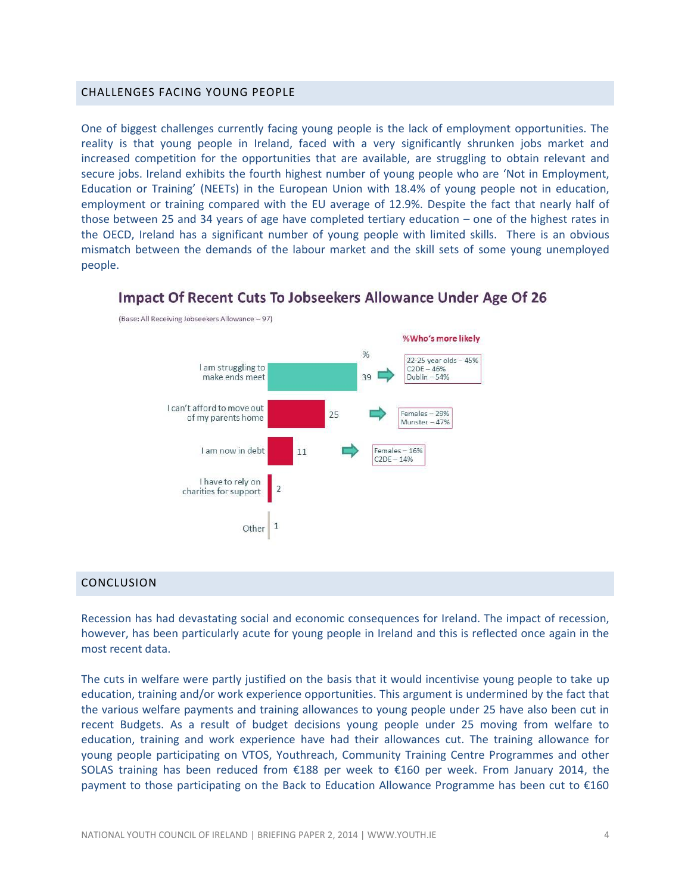## CHALLENGES FACING YOUNG PEOPLE

One of biggest challenges currently facing young people is the lack of employment opportunities. The reality is that young people in Ireland, faced with a very significantly shrunken jobs market and increased competition for the opportunities that are available, are struggling to obtain relevant and secure jobs. Ireland exhibits the fourth highest number of young people who are 'Not in Employment, Education or Training' (NEETs) in the European Union with 18.4% of young people not in education, employment or training compared with the EU average of 12.9%. Despite the fact that nearly half of those between 25 and 34 years of age have completed tertiary education – one of the highest rates in the OECD, Ireland has a significant number of young people with limited skills. There is an obvious mismatch between the demands of the labour market and the skill sets of some young unemployed people.

### Impact Of Recent Cuts To Jobseekers Allowance Under Age Of 26

(Base: All Receiving Jobseekers Allowance – 97)

| | % | %Who's more likely |
|---|---|---|
| I am struggling to make ends meet | 39 | 22-25 year olds – 45%; C2DE – 46%; Dublin – 54% |
| I can't afford to move out of my parents home | 25 | Females – 29%; Munster – 47% |
| I am now in debt | 11 | Females – 16%; C2DE – 14% |
| I have to rely on charities for support | 2 | |
| Other | 1 | |

## CONCLUSION

Recession has had devastating social and economic consequences for Ireland. The impact of recession, however, has been particularly acute for young people in Ireland and this is reflected once again in the most recent data.

The cuts in welfare were partly justified on the basis that it would incentivise young people to take up education, training and/or work experience opportunities. This argument is undermined by the fact that the various welfare payments and training allowances to young people under 25 have also been cut in recent Budgets. As a result of budget decisions young people under 25 moving from welfare to education, training and work experience have had their allowances cut. The training allowance for young people participating on VTOS, Youthreach, Community Training Centre Programmes and other SOLAS training has been reduced from €188 per week to €160 per week. From January 2014, the payment to those participating on the Back to Education Allowance Programme has been cut to €160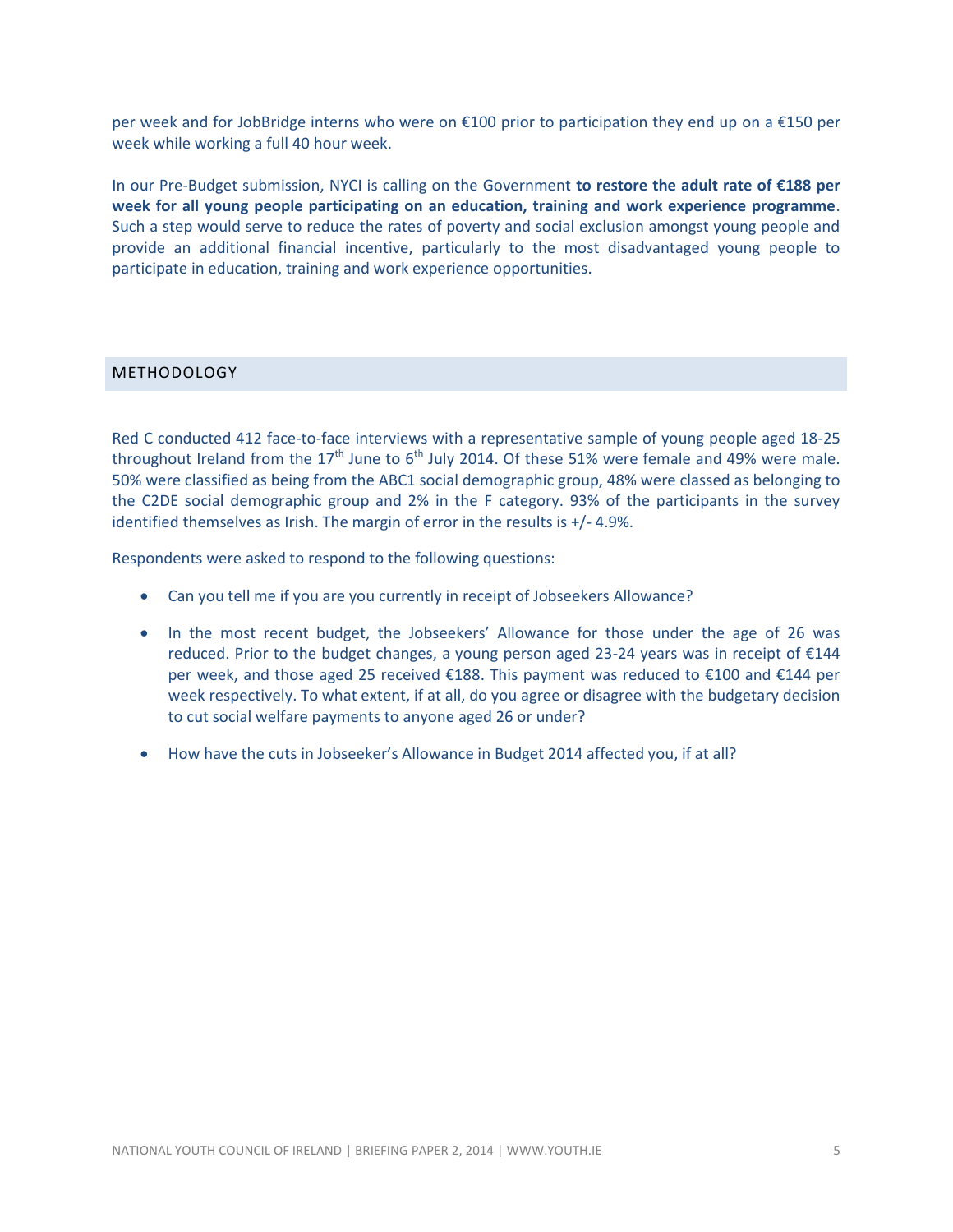per week and for JobBridge interns who were on €100 prior to participation they end up on a €150 per week while working a full 40 hour week.

In our Pre-Budget submission, NYCI is calling on the Government **to restore the adult rate of €188 per week for all young people participating on an education, training and work experience programme**. Such a step would serve to reduce the rates of poverty and social exclusion amongst young people and provide an additional financial incentive, particularly to the most disadvantaged young people to participate in education, training and work experience opportunities.

## METHODOLOGY

Red C conducted 412 face-to-face interviews with a representative sample of young people aged 18-25 throughout Ireland from the 17th June to 6th July 2014. Of these 51% were female and 49% were male. 50% were classified as being from the ABC1 social demographic group, 48% were classed as belonging to the C2DE social demographic group and 2% in the F category. 93% of the participants in the survey identified themselves as Irish. The margin of error in the results is +/- 4.9%.

Respondents were asked to respond to the following questions:

- Can you tell me if you are you currently in receipt of Jobseekers Allowance?
- In the most recent budget, the Jobseekers' Allowance for those under the age of 26 was reduced. Prior to the budget changes, a young person aged 23-24 years was in receipt of €144 per week, and those aged 25 received €188. This payment was reduced to €100 and €144 per week respectively. To what extent, if at all, do you agree or disagree with the budgetary decision to cut social welfare payments to anyone aged 26 or under?
- How have the cuts in Jobseeker's Allowance in Budget 2014 affected you, if at all?